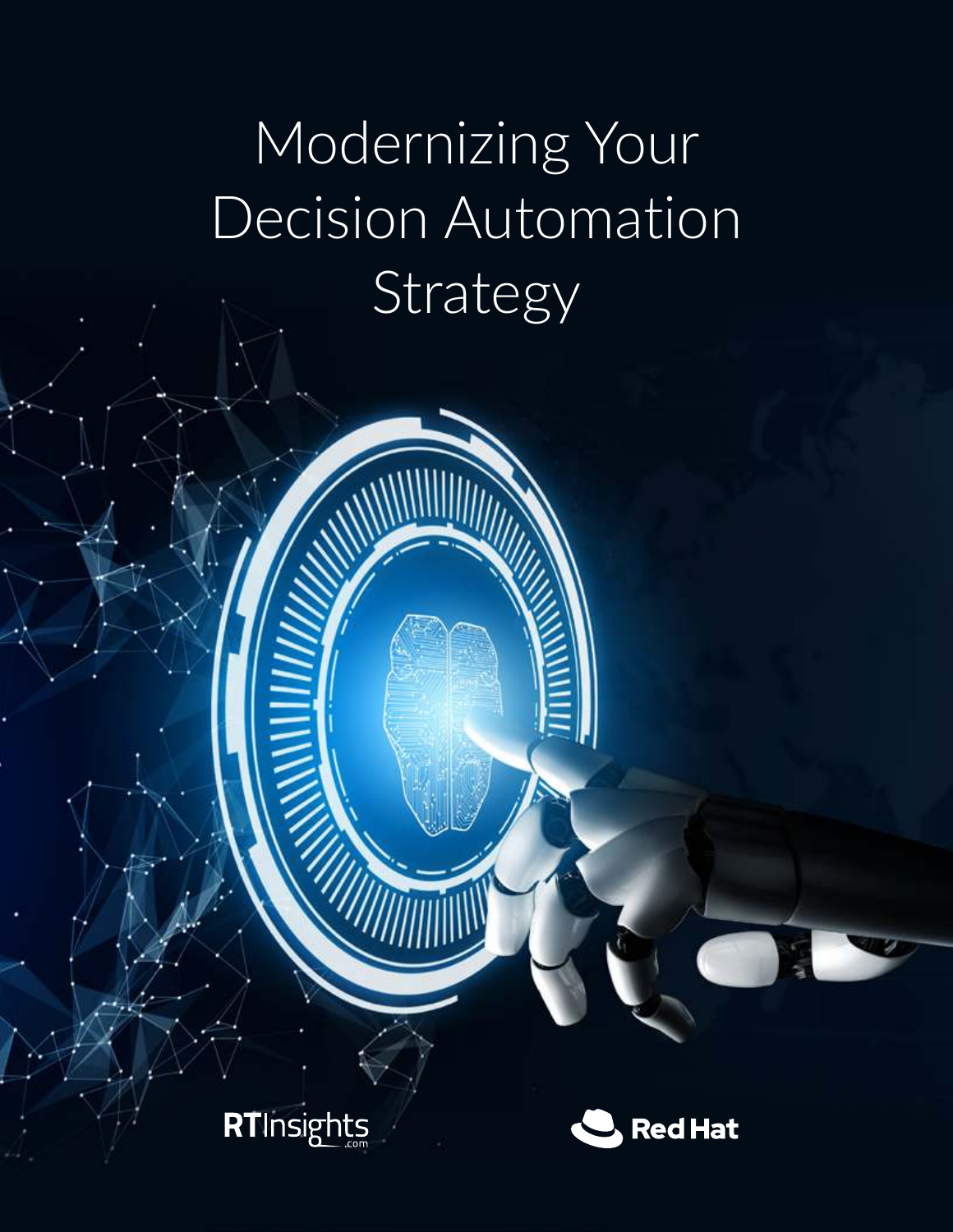# Modernizing Your Decision Automation Strategy

RTInsights.com

Red Hat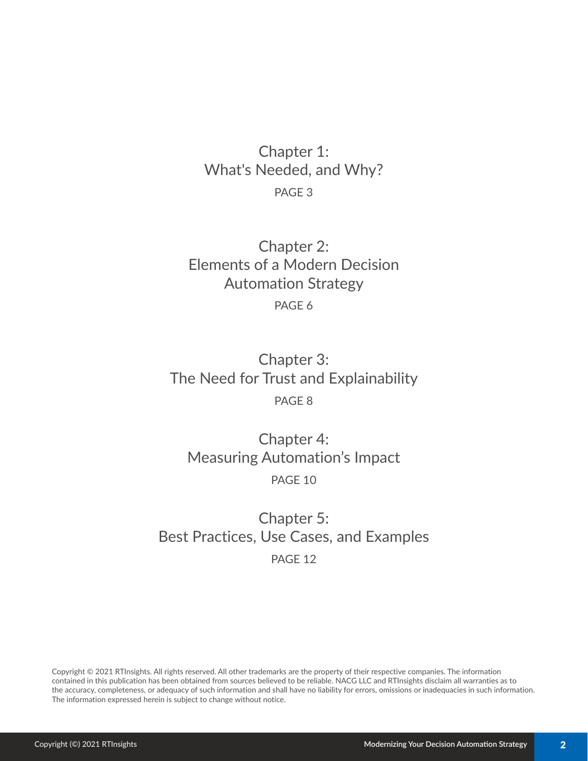Chapter 1:
What's Needed, and Why?

PAGE 3

Chapter 2:
Elements of a Modern Decision Automation Strategy

PAGE 6

Chapter 3:
The Need for Trust and Explainability

PAGE 8

Chapter 4:
Measuring Automation's Impact

PAGE 10

Chapter 5:
Best Practices, Use Cases, and Examples

PAGE 12

Copyright © 2021 RTInsights. All rights reserved. All other trademarks are the property of their respective companies. The information contained in this publication has been obtained from sources believed to be reliable. NACG LLC and RTInsights disclaim all warranties as to the accuracy, completeness, or adequacy of such information and shall have no liability for errors, omissions or inadequacies in such information. The information expressed herein is subject to change without notice.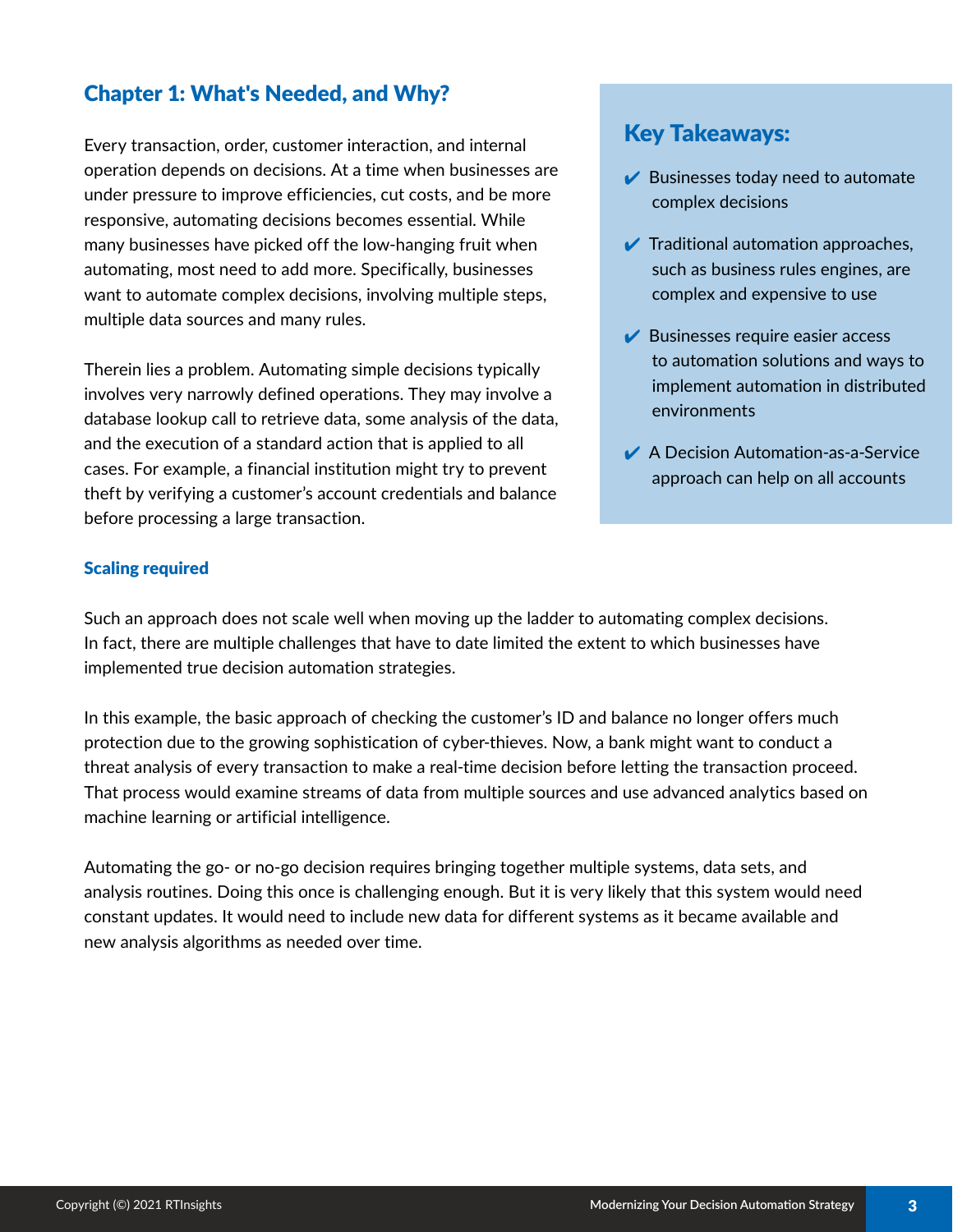## Chapter 1: What's Needed, and Why?

Every transaction, order, customer interaction, and internal operation depends on decisions. At a time when businesses are under pressure to improve efficiencies, cut costs, and be more responsive, automating decisions becomes essential. While many businesses have picked off the low-hanging fruit when automating, most need to add more. Specifically, businesses want to automate complex decisions, involving multiple steps, multiple data sources and many rules.

Therein lies a problem. Automating simple decisions typically involves very narrowly defined operations. They may involve a database lookup call to retrieve data, some analysis of the data, and the execution of a standard action that is applied to all cases. For example, a financial institution might try to prevent theft by verifying a customer's account credentials and balance before processing a large transaction.

### Key Takeaways:

- ✔ Businesses today need to automate complex decisions
- ✔ Traditional automation approaches, such as business rules engines, are complex and expensive to use
- ✔ Businesses require easier access to automation solutions and ways to implement automation in distributed environments
- ✔ A Decision Automation-as-a-Service approach can help on all accounts

### Scaling required

Such an approach does not scale well when moving up the ladder to automating complex decisions. In fact, there are multiple challenges that have to date limited the extent to which businesses have implemented true decision automation strategies.

In this example, the basic approach of checking the customer's ID and balance no longer offers much protection due to the growing sophistication of cyber-thieves. Now, a bank might want to conduct a threat analysis of every transaction to make a real-time decision before letting the transaction proceed. That process would examine streams of data from multiple sources and use advanced analytics based on machine learning or artificial intelligence.

Automating the go- or no-go decision requires bringing together multiple systems, data sets, and analysis routines. Doing this once is challenging enough. But it is very likely that this system would need constant updates. It would need to include new data for different systems as it became available and new analysis algorithms as needed over time.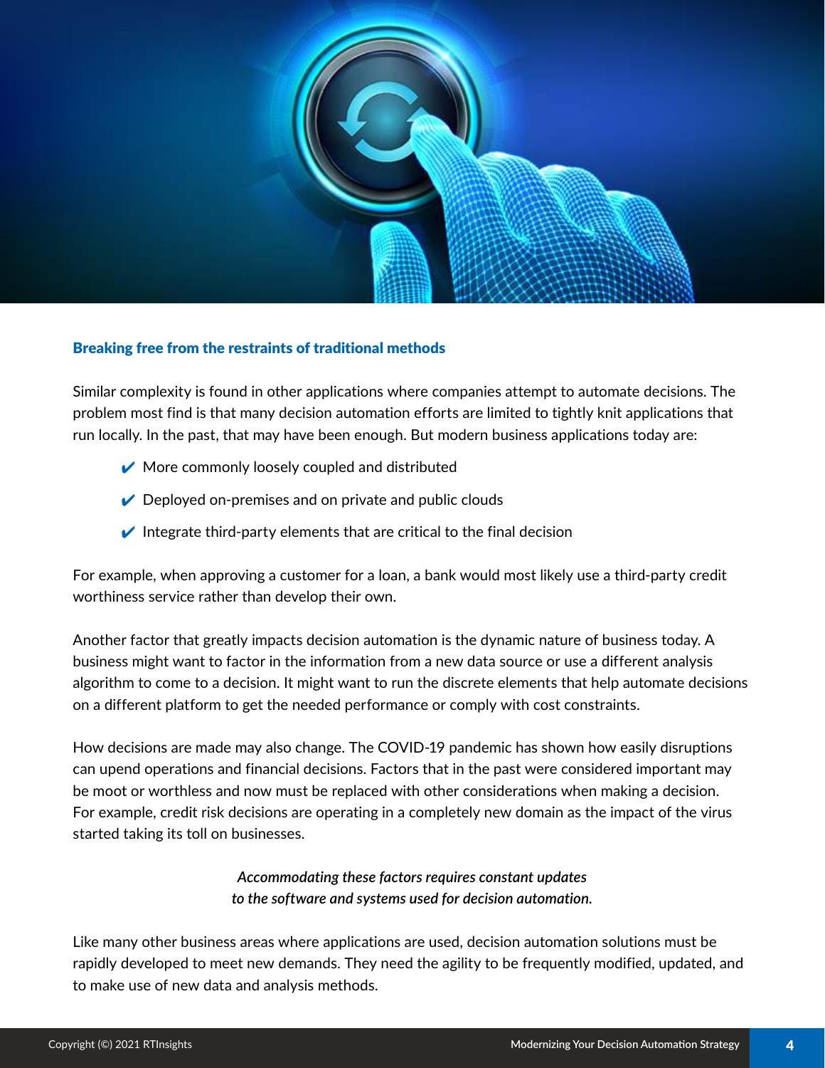## Breaking free from the restraints of traditional methods

Similar complexity is found in other applications where companies attempt to automate decisions. The problem most find is that many decision automation efforts are limited to tightly knit applications that run locally. In the past, that may have been enough. But modern business applications today are:

- ✔ More commonly loosely coupled and distributed
- ✔ Deployed on-premises and on private and public clouds
- ✔ Integrate third-party elements that are critical to the final decision

For example, when approving a customer for a loan, a bank would most likely use a third-party credit worthiness service rather than develop their own.

Another factor that greatly impacts decision automation is the dynamic nature of business today. A business might want to factor in the information from a new data source or use a different analysis algorithm to come to a decision. It might want to run the discrete elements that help automate decisions on a different platform to get the needed performance or comply with cost constraints.

How decisions are made may also change. The COVID-19 pandemic has shown how easily disruptions can upend operations and financial decisions. Factors that in the past were considered important may be moot or worthless and now must be replaced with other considerations when making a decision. For example, credit risk decisions are operating in a completely new domain as the impact of the virus started taking its toll on businesses.

*Accommodating these factors requires constant updates to the software and systems used for decision automation.*

Like many other business areas where applications are used, decision automation solutions must be rapidly developed to meet new demands. They need the agility to be frequently modified, updated, and to make use of new data and analysis methods.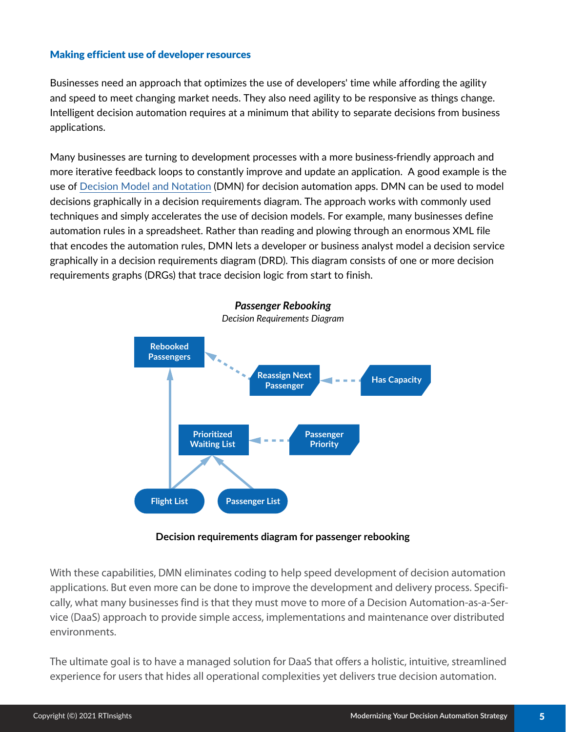### Making efficient use of developer resources

Businesses need an approach that optimizes the use of developers' time while affording the agility and speed to meet changing market needs. They also need agility to be responsive as things change. Intelligent decision automation requires at a minimum that ability to separate decisions from business applications.

Many businesses are turning to development processes with a more business-friendly approach and more iterative feedback loops to constantly improve and update an application. A good example is the use of Decision Model and Notation (DMN) for decision automation apps. DMN can be used to model decisions graphically in a decision requirements diagram. The approach works with commonly used techniques and simply accelerates the use of decision models. For example, many businesses define automation rules in a spreadsheet. Rather than reading and plowing through an enormous XML file that encodes the automation rules, DMN lets a developer or business analyst model a decision service graphically in a decision requirements diagram (DRD). This diagram consists of one or more decision requirements graphs (DRGs) that trace decision logic from start to finish.

***Passenger Rebooking***

*Decision Requirements Diagram*

Rebooked Passengers — Reassign Next Passenger — Has Capacity

Prioritized Waiting List — Passenger Priority

Flight List — Passenger List

**Decision requirements diagram for passenger rebooking**

With these capabilities, DMN eliminates coding to help speed development of decision automation applications. But even more can be done to improve the development and delivery process. Specifically, what many businesses find is that they must move to more of a Decision Automation-as-a-Service (DaaS) approach to provide simple access, implementations and maintenance over distributed environments.

The ultimate goal is to have a managed solution for DaaS that offers a holistic, intuitive, streamlined experience for users that hides all operational complexities yet delivers true decision automation.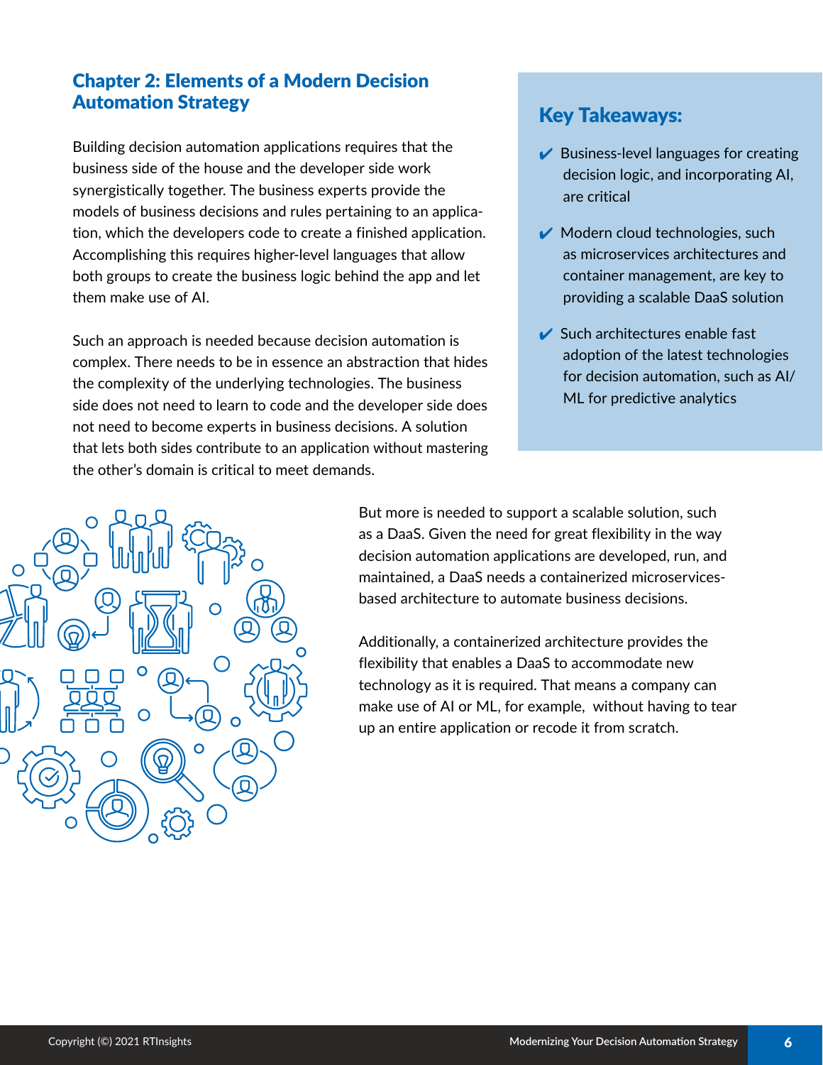## Chapter 2: Elements of a Modern Decision Automation Strategy

Building decision automation applications requires that the business side of the house and the developer side work synergistically together. The business experts provide the models of business decisions and rules pertaining to an application, which the developers code to create a finished application. Accomplishing this requires higher-level languages that allow both groups to create the business logic behind the app and let them make use of AI.

Such an approach is needed because decision automation is complex. There needs to be in essence an abstraction that hides the complexity of the underlying technologies. The business side does not need to learn to code and the developer side does not need to become experts in business decisions. A solution that lets both sides contribute to an application without mastering the other's domain is critical to meet demands.

### Key Takeaways:

- ✔ Business-level languages for creating decision logic, and incorporating AI, are critical
- ✔ Modern cloud technologies, such as microservices architectures and container management, are key to providing a scalable DaaS solution
- ✔ Such architectures enable fast adoption of the latest technologies for decision automation, such as AI/ML for predictive analytics

But more is needed to support a scalable solution, such as a DaaS. Given the need for great flexibility in the way decision automation applications are developed, run, and maintained, a DaaS needs a containerized microservices-based architecture to automate business decisions.

Additionally, a containerized architecture provides the flexibility that enables a DaaS to accommodate new technology as it is required. That means a company can make use of AI or ML, for example, without having to tear up an entire application or recode it from scratch.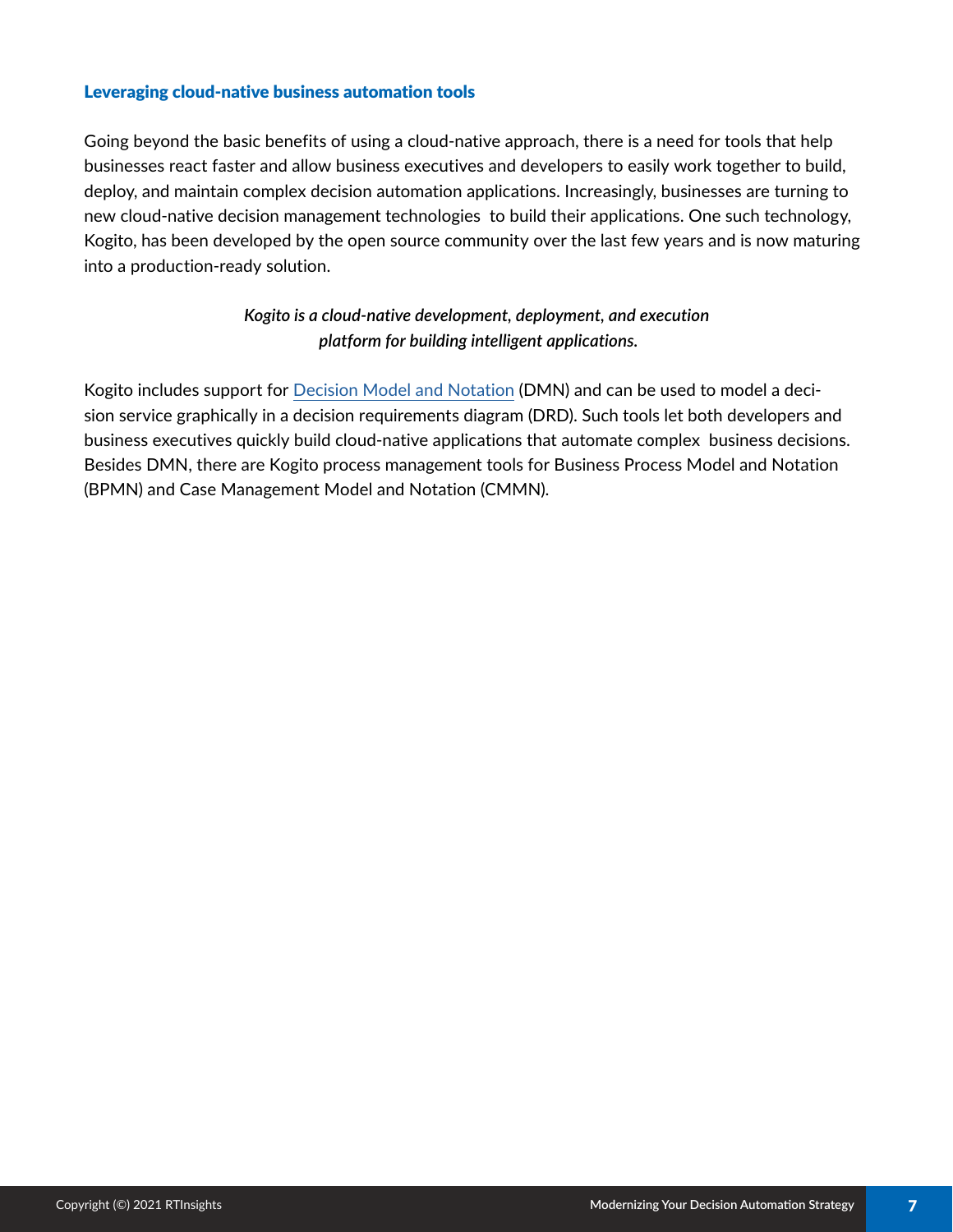### Leveraging cloud-native business automation tools

Going beyond the basic benefits of using a cloud-native approach, there is a need for tools that help businesses react faster and allow business executives and developers to easily work together to build, deploy, and maintain complex decision automation applications. Increasingly, businesses are turning to new cloud-native decision management technologies to build their applications. One such technology, Kogito, has been developed by the open source community over the last few years and is now maturing into a production-ready solution.

***Kogito is a cloud-native development, deployment, and execution platform for building intelligent applications.***

Kogito includes support for Decision Model and Notation (DMN) and can be used to model a decision service graphically in a decision requirements diagram (DRD). Such tools let both developers and business executives quickly build cloud-native applications that automate complex business decisions. Besides DMN, there are Kogito process management tools for Business Process Model and Notation (BPMN) and Case Management Model and Notation (CMMN).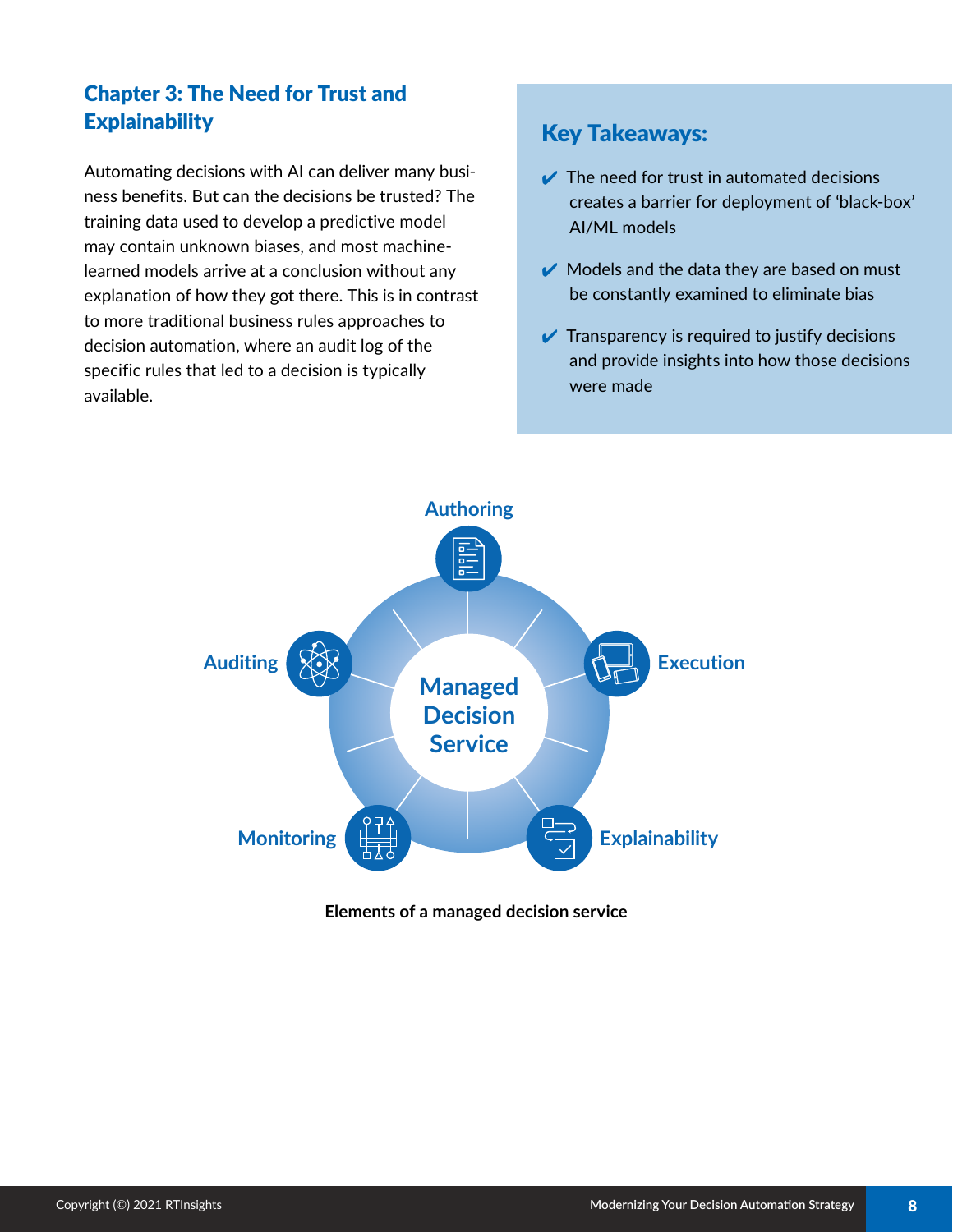## Chapter 3: The Need for Trust and Explainability

Automating decisions with AI can deliver many business benefits. But can the decisions be trusted? The training data used to develop a predictive model may contain unknown biases, and most machine-learned models arrive at a conclusion without any explanation of how they got there. This is in contrast to more traditional business rules approaches to decision automation, where an audit log of the specific rules that led to a decision is typically available.

### Key Takeaways:

- ✔ The need for trust in automated decisions creates a barrier for deployment of 'black-box' AI/ML models
- ✔ Models and the data they are based on must be constantly examined to eliminate bias
- ✔ Transparency is required to justify decisions and provide insights into how those decisions were made

Managed Decision Service: Authoring, Execution, Explainability, Monitoring, Auditing

**Elements of a managed decision service**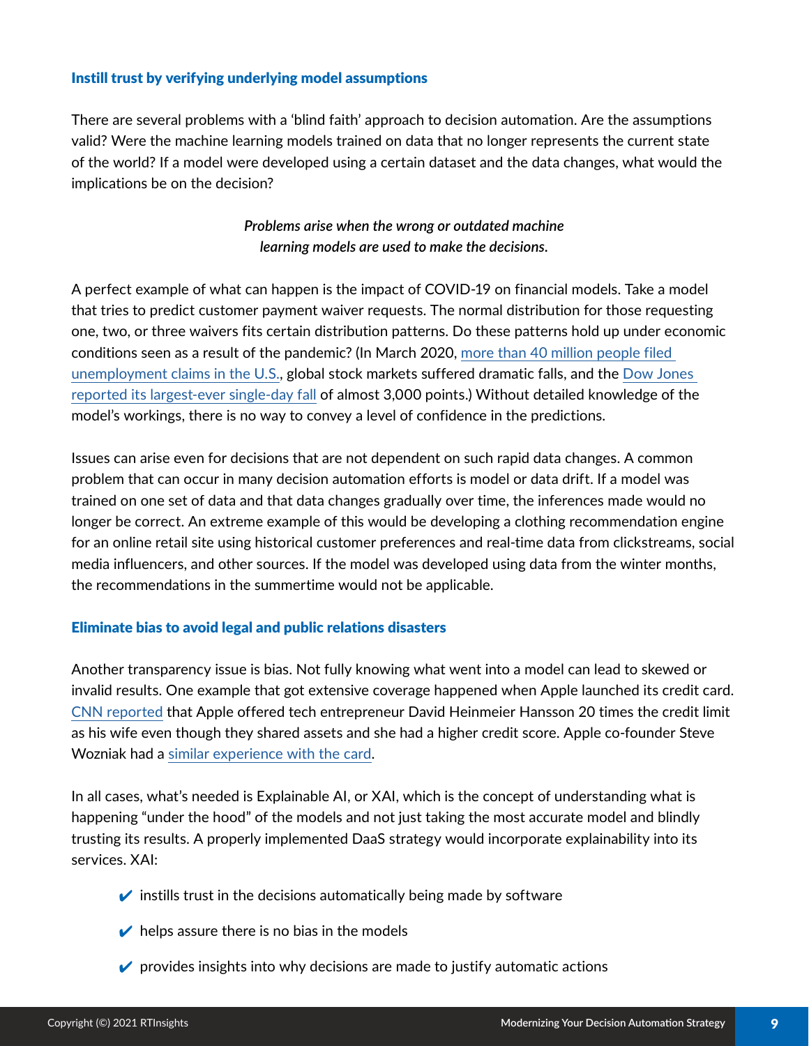### Instill trust by verifying underlying model assumptions

There are several problems with a 'blind faith' approach to decision automation. Are the assumptions valid? Were the machine learning models trained on data that no longer represents the current state of the world? If a model were developed using a certain dataset and the data changes, what would the implications be on the decision?

*Problems arise when the wrong or outdated machine learning models are used to make the decisions.*

A perfect example of what can happen is the impact of COVID-19 on financial models. Take a model that tries to predict customer payment waiver requests. The normal distribution for those requesting one, two, or three waivers fits certain distribution patterns. Do these patterns hold up under economic conditions seen as a result of the pandemic? (In March 2020, more than 40 million people filed unemployment claims in the U.S., global stock markets suffered dramatic falls, and the Dow Jones reported its largest-ever single-day fall of almost 3,000 points.) Without detailed knowledge of the model's workings, there is no way to convey a level of confidence in the predictions.

Issues can arise even for decisions that are not dependent on such rapid data changes. A common problem that can occur in many decision automation efforts is model or data drift. If a model was trained on one set of data and that data changes gradually over time, the inferences made would no longer be correct. An extreme example of this would be developing a clothing recommendation engine for an online retail site using historical customer preferences and real-time data from clickstreams, social media influencers, and other sources. If the model was developed using data from the winter months, the recommendations in the summertime would not be applicable.

### Eliminate bias to avoid legal and public relations disasters

Another transparency issue is bias. Not fully knowing what went into a model can lead to skewed or invalid results. One example that got extensive coverage happened when Apple launched its credit card. CNN reported that Apple offered tech entrepreneur David Heinmeier Hansson 20 times the credit limit as his wife even though they shared assets and she had a higher credit score. Apple co-founder Steve Wozniak had a similar experience with the card.

In all cases, what's needed is Explainable AI, or XAI, which is the concept of understanding what is happening "under the hood" of the models and not just taking the most accurate model and blindly trusting its results. A properly implemented DaaS strategy would incorporate explainability into its services. XAI:

- ✔ instills trust in the decisions automatically being made by software
- ✔ helps assure there is no bias in the models
- ✔ provides insights into why decisions are made to justify automatic actions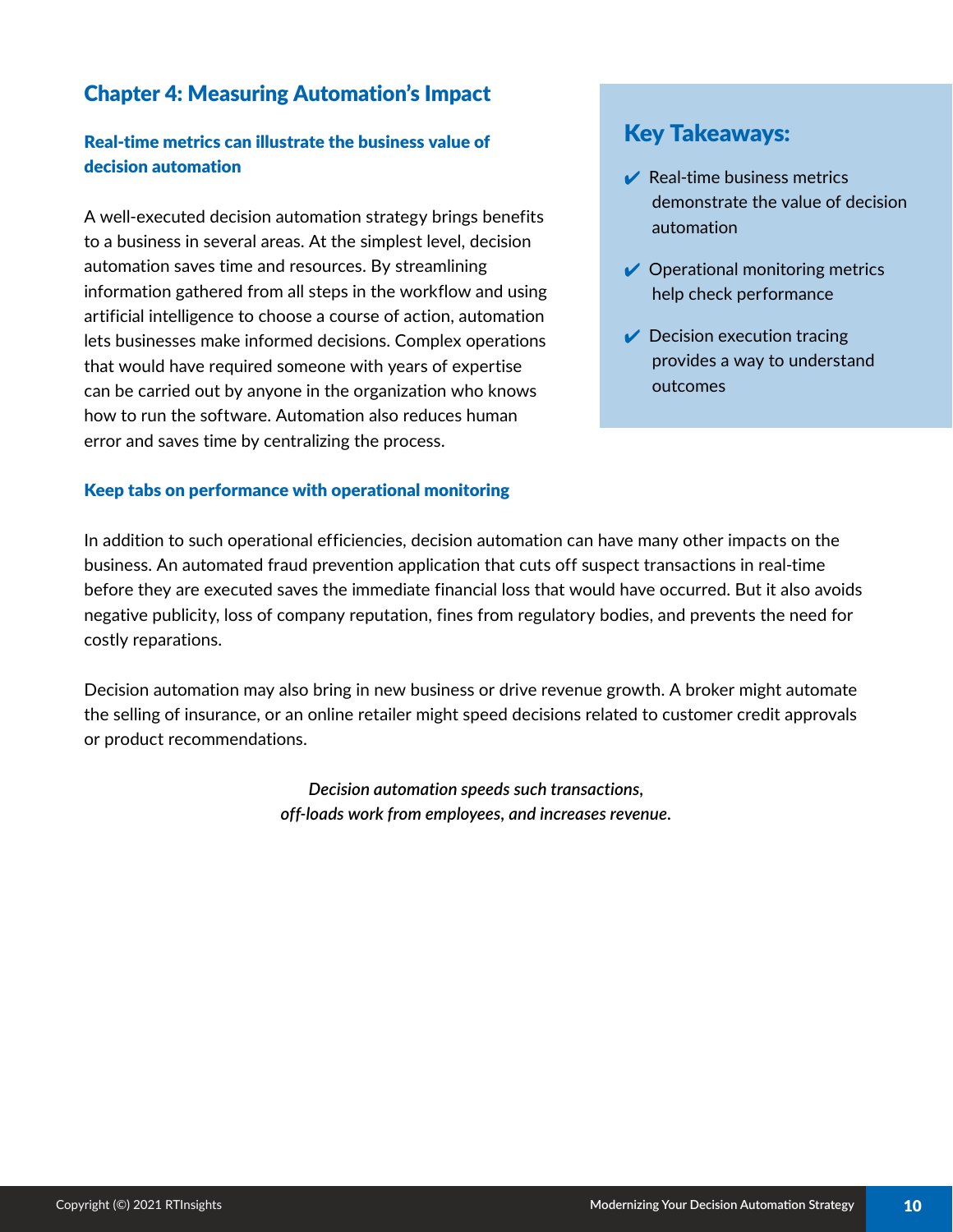## Chapter 4: Measuring Automation's Impact

### Real-time metrics can illustrate the business value of decision automation

A well-executed decision automation strategy brings benefits to a business in several areas. At the simplest level, decision automation saves time and resources. By streamlining information gathered from all steps in the workflow and using artificial intelligence to choose a course of action, automation lets businesses make informed decisions. Complex operations that would have required someone with years of expertise can be carried out by anyone in the organization who knows how to run the software. Automation also reduces human error and saves time by centralizing the process.

### Key Takeaways:

- ✔ Real-time business metrics demonstrate the value of decision automation
- ✔ Operational monitoring metrics help check performance
- ✔ Decision execution tracing provides a way to understand outcomes

### Keep tabs on performance with operational monitoring

In addition to such operational efficiencies, decision automation can have many other impacts on the business. An automated fraud prevention application that cuts off suspect transactions in real-time before they are executed saves the immediate financial loss that would have occurred. But it also avoids negative publicity, loss of company reputation, fines from regulatory bodies, and prevents the need for costly reparations.

Decision automation may also bring in new business or drive revenue growth. A broker might automate the selling of insurance, or an online retailer might speed decisions related to customer credit approvals or product recommendations.

***Decision automation speeds such transactions, off-loads work from employees, and increases revenue.***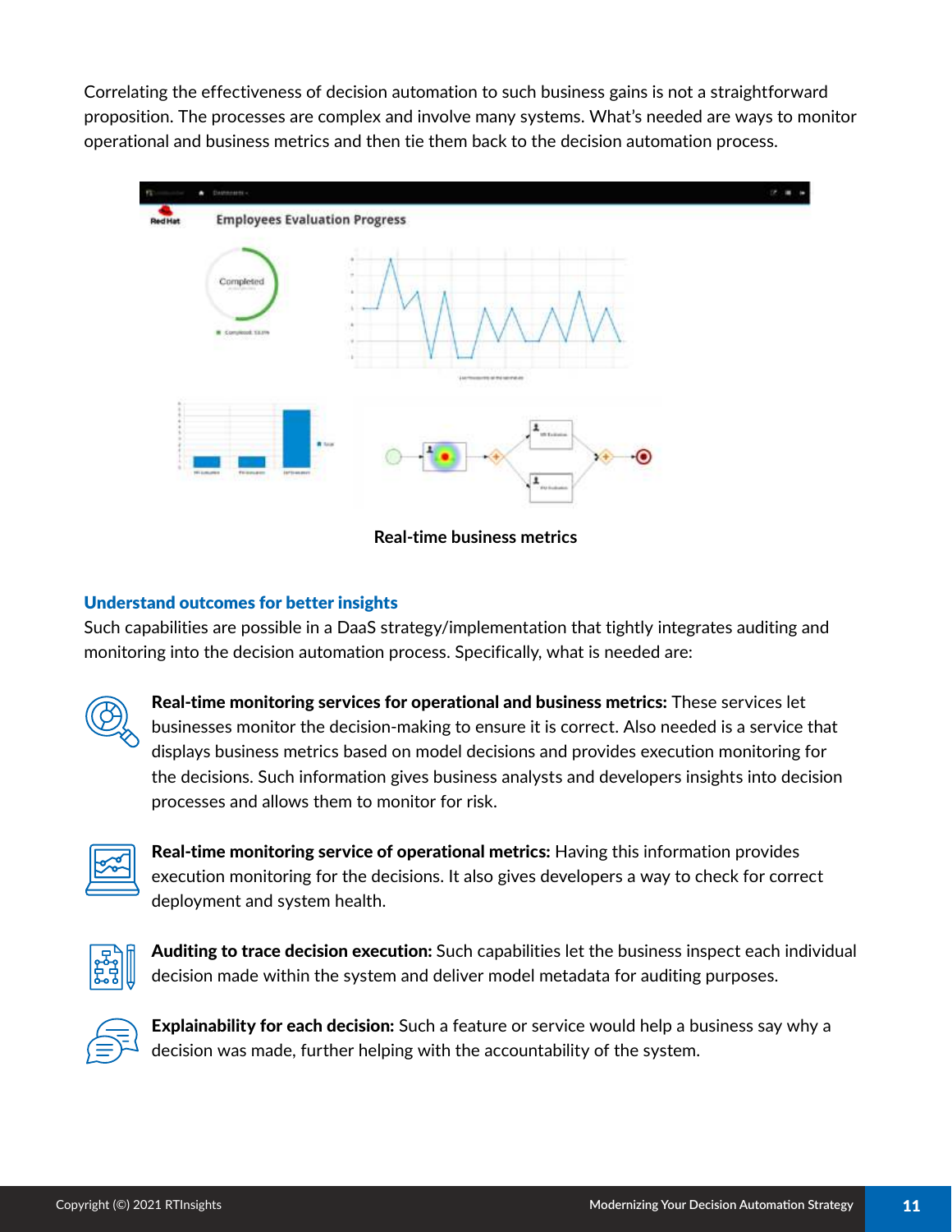Correlating the effectiveness of decision automation to such business gains is not a straightforward proposition. The processes are complex and involve many systems. What's needed are ways to monitor operational and business metrics and then tie them back to the decision automation process.

Real-time business metrics

## Understand outcomes for better insights

Such capabilities are possible in a DaaS strategy/implementation that tightly integrates auditing and monitoring into the decision automation process. Specifically, what is needed are:

**Real-time monitoring services for operational and business metrics:** These services let businesses monitor the decision-making to ensure it is correct. Also needed is a service that displays business metrics based on model decisions and provides execution monitoring for the decisions. Such information gives business analysts and developers insights into decision processes and allows them to monitor for risk.

**Real-time monitoring service of operational metrics:** Having this information provides execution monitoring for the decisions. It also gives developers a way to check for correct deployment and system health.

**Auditing to trace decision execution:** Such capabilities let the business inspect each individual decision made within the system and deliver model metadata for auditing purposes.

**Explainability for each decision:** Such a feature or service would help a business say why a decision was made, further helping with the accountability of the system.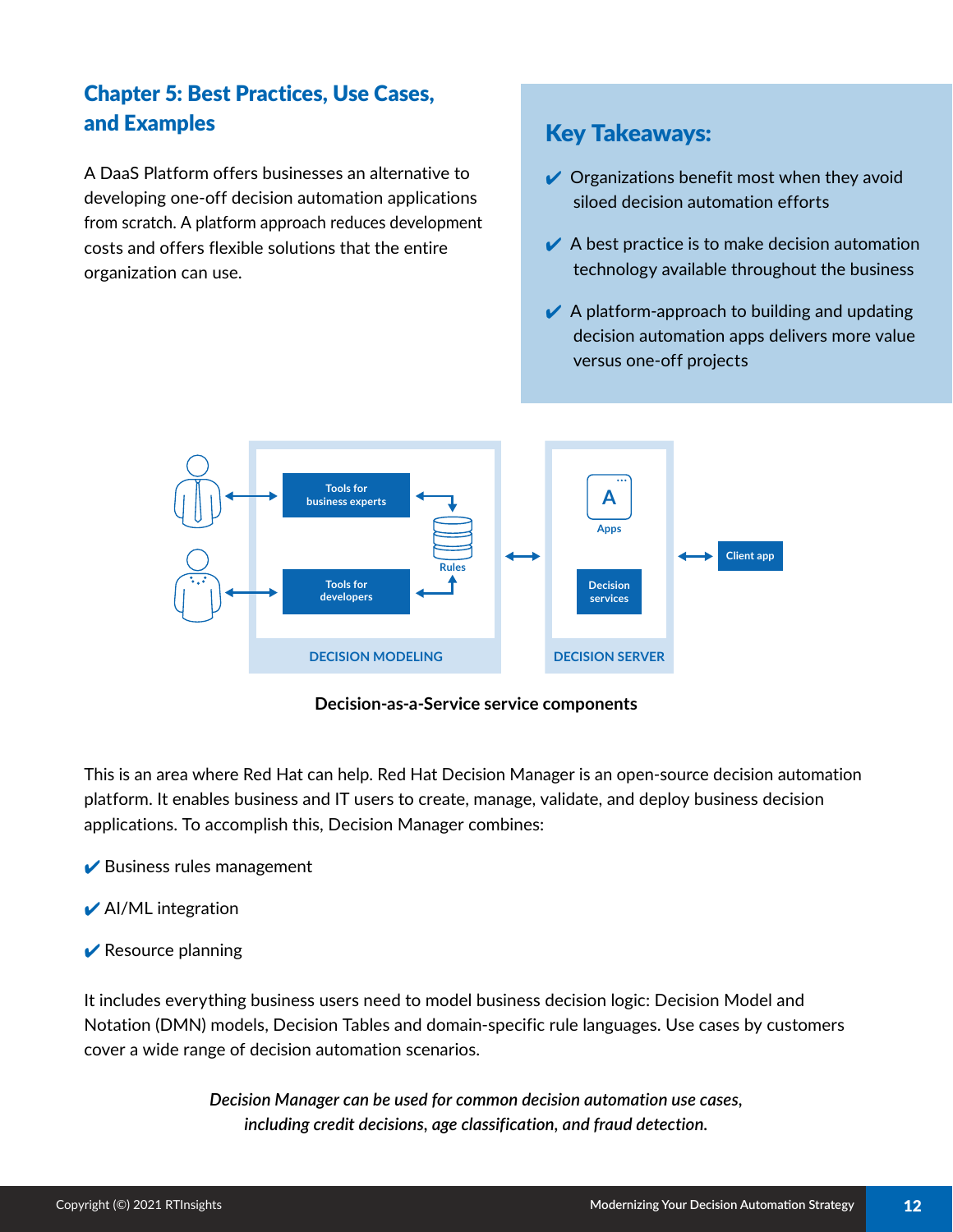## Chapter 5: Best Practices, Use Cases, and Examples

A DaaS Platform offers businesses an alternative to developing one-off decision automation applications from scratch. A platform approach reduces development costs and offers flexible solutions that the entire organization can use.

### Key Takeaways:

- ✔ Organizations benefit most when they avoid siloed decision automation efforts
- ✔ A best practice is to make decision automation technology available throughout the business
- ✔ A platform-approach to building and updating decision automation apps delivers more value versus one-off projects

**Decision-as-a-Service service components**

This is an area where Red Hat can help. Red Hat Decision Manager is an open-source decision automation platform. It enables business and IT users to create, manage, validate, and deploy business decision applications. To accomplish this, Decision Manager combines:

- ✔ Business rules management
- ✔ AI/ML integration
- ✔ Resource planning

It includes everything business users need to model business decision logic: Decision Model and Notation (DMN) models, Decision Tables and domain-specific rule languages. Use cases by customers cover a wide range of decision automation scenarios.

*Decision Manager can be used for common decision automation use cases, including credit decisions, age classification, and fraud detection.*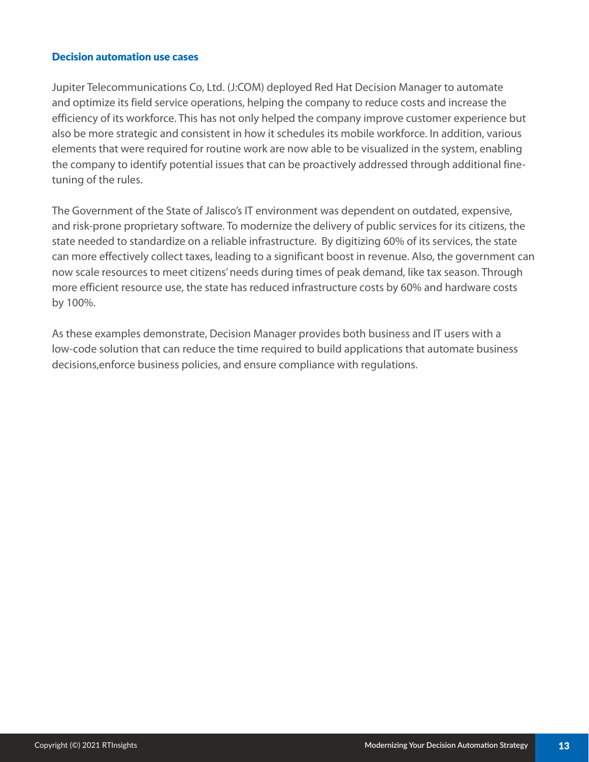### Decision automation use cases

Jupiter Telecommunications Co, Ltd. (J:COM) deployed Red Hat Decision Manager to automate and optimize its field service operations, helping the company to reduce costs and increase the efficiency of its workforce. This has not only helped the company improve customer experience but also be more strategic and consistent in how it schedules its mobile workforce. In addition, various elements that were required for routine work are now able to be visualized in the system, enabling the company to identify potential issues that can be proactively addressed through additional fine-tuning of the rules.

The Government of the State of Jalisco's IT environment was dependent on outdated, expensive, and risk-prone proprietary software. To modernize the delivery of public services for its citizens, the state needed to standardize on a reliable infrastructure. By digitizing 60% of its services, the state can more effectively collect taxes, leading to a significant boost in revenue. Also, the government can now scale resources to meet citizens' needs during times of peak demand, like tax season. Through more efficient resource use, the state has reduced infrastructure costs by 60% and hardware costs by 100%.

As these examples demonstrate, Decision Manager provides both business and IT users with a low-code solution that can reduce the time required to build applications that automate business decisions,enforce business policies, and ensure compliance with regulations.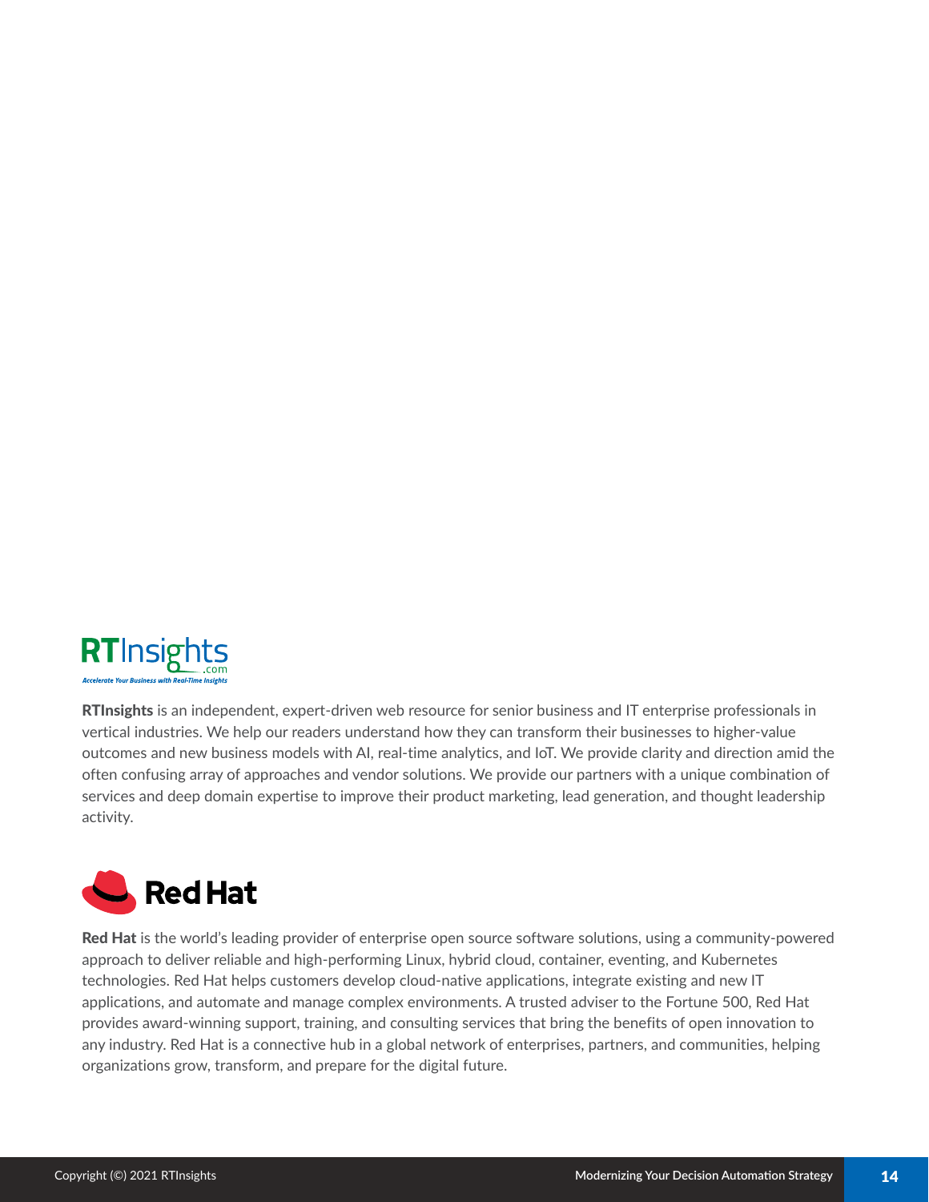**RTInsights** is an independent, expert-driven web resource for senior business and IT enterprise professionals in vertical industries. We help our readers understand how they can transform their businesses to higher-value outcomes and new business models with AI, real-time analytics, and IoT. We provide clarity and direction amid the often confusing array of approaches and vendor solutions. We provide our partners with a unique combination of services and deep domain expertise to improve their product marketing, lead generation, and thought leadership activity.

**Red Hat** is the world's leading provider of enterprise open source software solutions, using a community-powered approach to deliver reliable and high-performing Linux, hybrid cloud, container, eventing, and Kubernetes technologies. Red Hat helps customers develop cloud-native applications, integrate existing and new IT applications, and automate and manage complex environments. A trusted adviser to the Fortune 500, Red Hat provides award-winning support, training, and consulting services that bring the benefits of open innovation to any industry. Red Hat is a connective hub in a global network of enterprises, partners, and communities, helping organizations grow, transform, and prepare for the digital future.